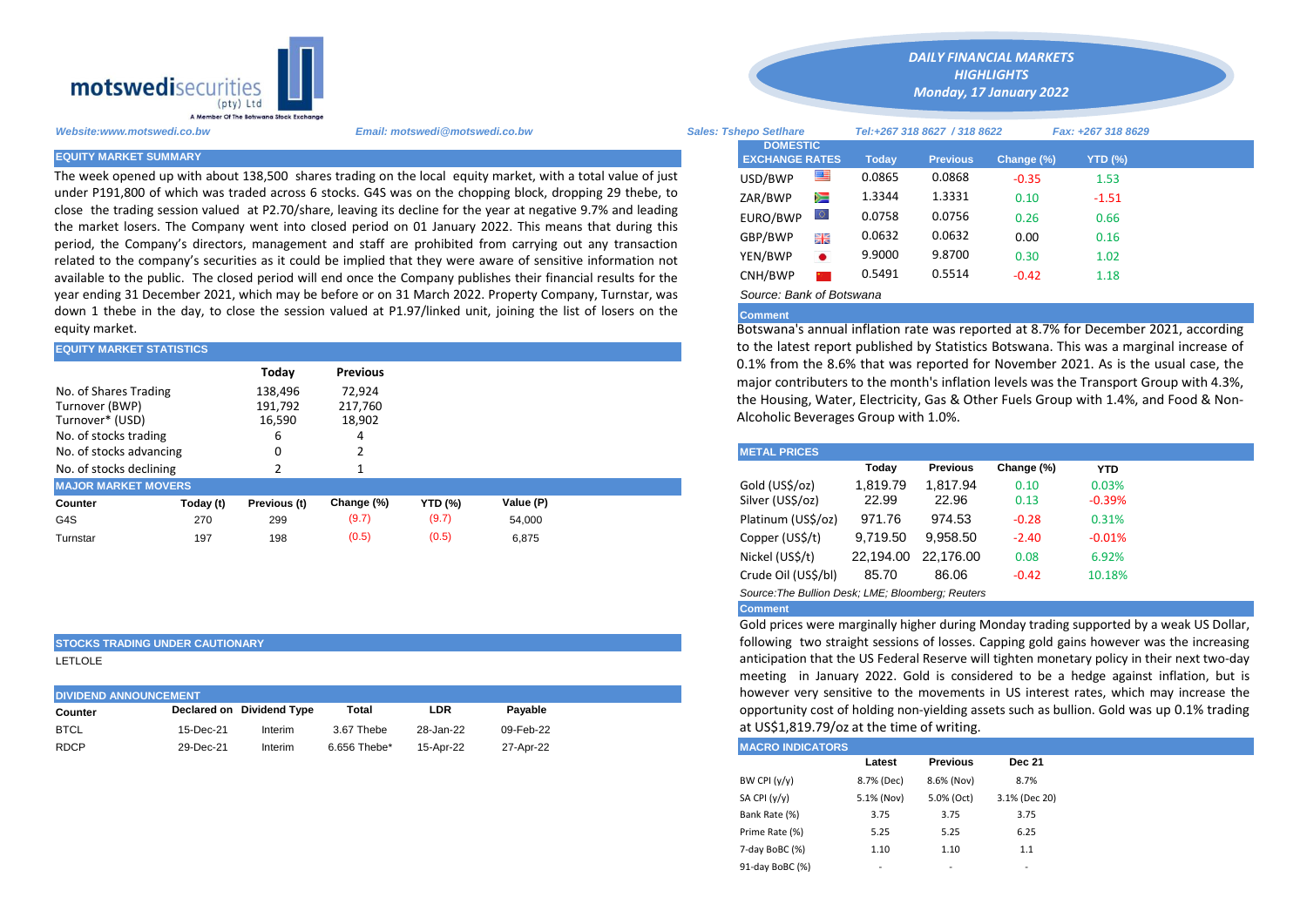motswedisecurities (pty) Ltd

A Member Of The Botswana Stock Exchange

# DAILY FINANCIAL MARKETS HIGHLIGHTS

## Monday, 17 January 2022

*Website:www.motswedi.co.bw* *Email: motswedi@motswedi.co.bw* *Sales: Tshepo Setlhare* *Tel:+267 318 8627 / 318 8622* *Fax: +267 318 8629*

### EQUITY MARKET SUMMARY

The week opened up with about 138,500 shares trading on the local equity market, with a total value of just under P191,800 of which was traded across 6 stocks. G4S was on the chopping block, dropping 29 thebe, to close the trading session valued at P2.70/share, leaving its decline for the year at negative 9.7% and leading the market losers. The Company went into closed period on 01 January 2022. This means that during this period, the Company's directors, management and staff are prohibited from carrying out any transaction related to the company's securities as it could be implied that they were aware of sensitive information not available to the public. The closed period will end once the Company publishes their financial results for the year ending 31 December 2021, which may be before or on 31 March 2022. Property Company, Turnstar, was down 1 thebe in the day, to close the session valued at P1.97/linked unit, joining the list of losers on the equity market.

### EQUITY MARKET STATISTICS

| | Today | Previous |
|---|---|---|
| No. of Shares Trading | 138,496 | 72,924 |
| Turnover (BWP) | 191,792 | 217,760 |
| Turnover* (USD) | 16,590 | 18,902 |
| No. of stocks trading | 6 | 4 |
| No. of stocks advancing | 0 | 2 |
| No. of stocks declining | 2 | 1 |

### MAJOR MARKET MOVERS

| Counter | Today (t) | Previous (t) | Change (%) | YTD (%) | Value (P) |
|---|---|---|---|---|---|
| G4S | 270 | 299 | (9.7) | (9.7) | 54,000 |
| Turnstar | 197 | 198 | (0.5) | (0.5) | 6,875 |

### STOCKS TRADING UNDER CAUTIONARY

LETLOLE

### DIVIDEND ANNOUNCEMENT

| Counter | Declared on | Dividend Type | Total | LDR | Payable |
|---|---|---|---|---|---|
| BTCL | 15-Dec-21 | Interim | 3.67 Thebe | 28-Jan-22 | 09-Feb-22 |
| RDCP | 29-Dec-21 | Interim | 6.656 Thebe* | 15-Apr-22 | 27-Apr-22 |

### DOMESTIC EXCHANGE RATES

| DOMESTIC EXCHANGE RATES | Today | Previous | Change (%) | YTD (%) |
|---|---|---|---|---|
| USD/BWP | 0.0865 | 0.0868 | -0.35 | 1.53 |
| ZAR/BWP | 1.3344 | 1.3331 | 0.10 | -1.51 |
| EURO/BWP | 0.0758 | 0.0756 | 0.26 | 0.66 |
| GBP/BWP | 0.0632 | 0.0632 | 0.00 | 0.16 |
| YEN/BWP | 9.9000 | 9.8700 | 0.30 | 1.02 |
| CNH/BWP | 0.5491 | 0.5514 | -0.42 | 1.18 |

*Source: Bank of Botswana*

**Comment**

Botswana's annual inflation rate was reported at 8.7% for December 2021, according to the latest report published by Statistics Botswana. This was a marginal increase of 0.1% from the 8.6% that was reported for November 2021. As is the usual case, the major contributers to the month's inflation levels was the Transport Group with 4.3%, the Housing, Water, Electricity, Gas & Other Fuels Group with 1.4%, and Food & Non-Alcoholic Beverages Group with 1.0%.

### METAL PRICES

| | Today | Previous | Change (%) | YTD |
|---|---|---|---|---|
| Gold (US$/oz) | 1,819.79 | 1,817.94 | 0.10 | 0.03% |
| Silver (US$/oz) | 22.99 | 22.96 | 0.13 | -0.39% |
| Platinum (US$/oz) | 971.76 | 974.53 | -0.28 | 0.31% |
| Copper (US$/t) | 9,719.50 | 9,958.50 | -2.40 | -0.01% |
| Nickel (US$/t) | 22,194.00 | 22,176.00 | 0.08 | 6.92% |
| Crude Oil (US$/bl) | 85.70 | 86.06 | -0.42 | 10.18% |

*Source:The Bullion Desk; LME; Bloomberg; Reuters*

**Comment**

Gold prices were marginally higher during Monday trading supported by a weak US Dollar, following two straight sessions of losses. Capping gold gains however was the increasing anticipation that the US Federal Reserve will tighten monetary policy in their next two-day meeting in January 2022. Gold is considered to be a hedge against inflation, but is however very sensitive to the movements in US interest rates, which may increase the opportunity cost of holding non-yielding assets such as bullion. Gold was up 0.1% trading at US$1,819.79/oz at the time of writing.

### MACRO INDICATORS

| | Latest | Previous | Dec 21 |
|---|---|---|---|
| BW CPI (y/y) | 8.7% (Dec) | 8.6% (Nov) | 8.7% |
| SA CPI (y/y) | 5.1% (Nov) | 5.0% (Oct) | 3.1% (Dec 20) |
| Bank Rate (%) | 3.75 | 3.75 | 3.75 |
| Prime Rate (%) | 5.25 | 5.25 | 6.25 |
| 7-day BoBC (%) | 1.10 | 1.10 | 1.1 |
| 91-day BoBC (%) | - | - | - |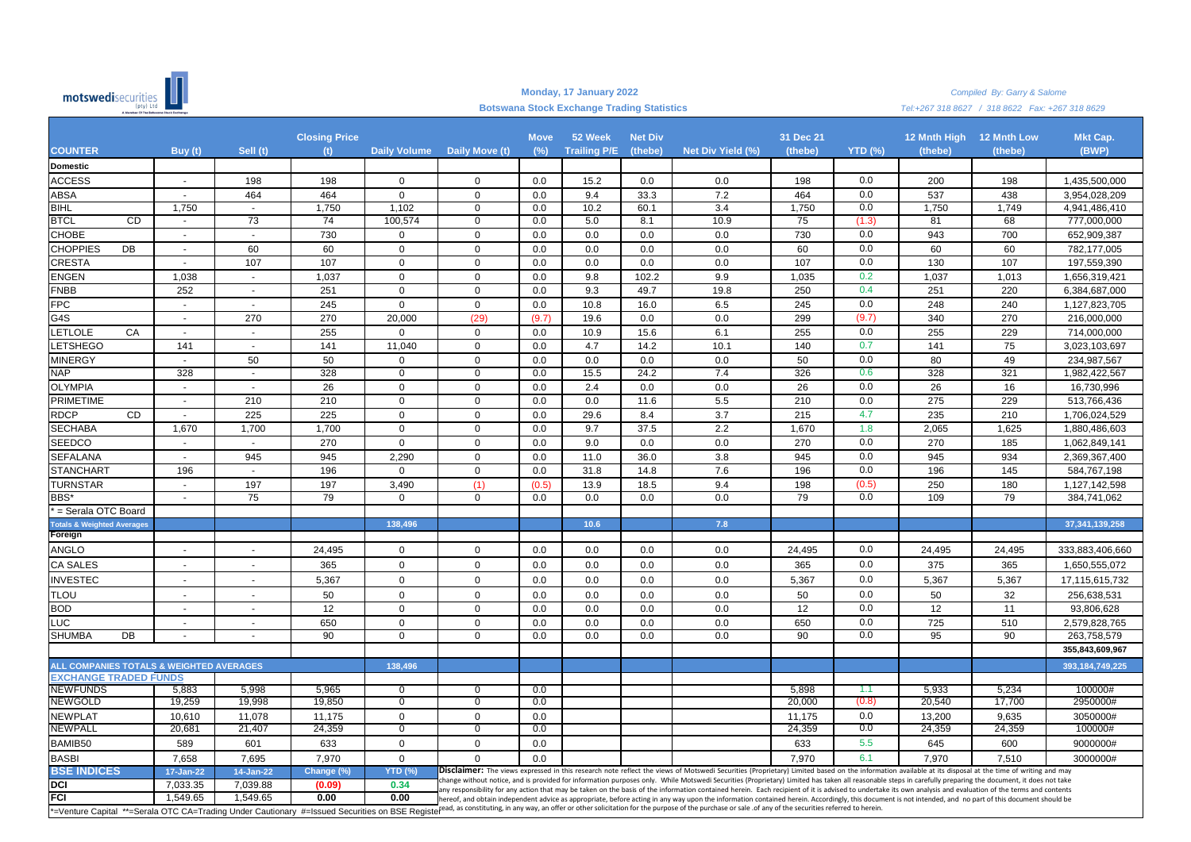motswedisecurities (pty) Ltd
A Member Of The Botswana Stock Exchange

**Monday, 17 January 2022**

**Botswana Stock Exchange Trading Statistics**

*Compiled By: Garry & Salome*

*Tel:+267 318 8627 / 318 8622 Fax: +267 318 8629*

| COUNTER | | Buy (t) | Sell (t) | Closing Price (t) | Daily Volume | Daily Move (t) | Move (%) | 52 Week Trailing P/E | Net Div (thebe) | Net Div Yield (%) | 31 Dec 21 (thebe) | YTD (%) | 12 Mnth High (thebe) | 12 Mnth Low (thebe) | Mkt Cap. (BWP) |
|---|---|---|---|---|---|---|---|---|---|---|---|---|---|---|---|
| **Domestic** | | | | | | | | | | | | | | | |
| ACCESS | | - | 198 | 198 | 0 | 0 | 0.0 | 15.2 | 0.0 | 0.0 | 198 | 0.0 | 200 | 198 | 1,435,500,000 |
| ABSA | | - | 464 | 464 | 0 | 0 | 0.0 | 9.4 | 33.3 | 7.2 | 464 | 0.0 | 537 | 438 | 3,954,028,209 |
| BIHL | | 1,750 | - | 1,750 | 1,102 | 0 | 0.0 | 10.2 | 60.1 | 3.4 | 1,750 | 0.0 | 1,750 | 1,749 | 4,941,486,410 |
| BTCL | CD | - | 73 | 74 | 100,574 | 0 | 0.0 | 5.0 | 8.1 | 10.9 | 75 | (1.3) | 81 | 68 | 777,000,000 |
| CHOBE | | - | - | 730 | 0 | 0 | 0.0 | 0.0 | 0.0 | 0.0 | 730 | 0.0 | 943 | 700 | 652,909,387 |
| CHOPPIES | DB | - | 60 | 60 | 0 | 0 | 0.0 | 0.0 | 0.0 | 0.0 | 60 | 0.0 | 60 | 60 | 782,177,005 |
| CRESTA | | - | 107 | 107 | 0 | 0 | 0.0 | 0.0 | 0.0 | 0.0 | 107 | 0.0 | 130 | 107 | 197,559,390 |
| ENGEN | | 1,038 | - | 1,037 | 0 | 0 | 0.0 | 9.8 | 102.2 | 9.9 | 1,035 | 0.2 | 1,037 | 1,013 | 1,656,319,421 |
| FNBB | | 252 | - | 251 | 0 | 0 | 0.0 | 9.3 | 49.7 | 19.8 | 250 | 0.4 | 251 | 220 | 6,384,687,000 |
| FPC | | - | - | 245 | 0 | 0 | 0.0 | 10.8 | 16.0 | 6.5 | 245 | 0.0 | 248 | 240 | 1,127,823,705 |
| G4S | | - | 270 | 270 | 20,000 | (29) | (9.7) | 19.6 | 0.0 | 0.0 | 299 | (9.7) | 340 | 270 | 216,000,000 |
| LETLOLE | CA | - | - | 255 | 0 | 0 | 0.0 | 10.9 | 15.6 | 6.1 | 255 | 0.0 | 255 | 229 | 714,000,000 |
| LETSHEGO | | 141 | - | 141 | 11,040 | 0 | 0.0 | 4.7 | 14.2 | 10.1 | 140 | 0.7 | 141 | 75 | 3,023,103,697 |
| MINERGY | | - | 50 | 50 | 0 | 0 | 0.0 | 0.0 | 0.0 | 0.0 | 50 | 0.0 | 80 | 49 | 234,987,567 |
| NAP | | 328 | - | 328 | 0 | 0 | 0.0 | 15.5 | 24.2 | 7.4 | 326 | 0.6 | 328 | 321 | 1,982,422,567 |
| OLYMPIA | | - | - | 26 | 0 | 0 | 0.0 | 2.4 | 0.0 | 0.0 | 26 | 0.0 | 26 | 16 | 16,730,996 |
| PRIMETIME | | - | 210 | 210 | 0 | 0 | 0.0 | 0.0 | 11.6 | 5.5 | 210 | 0.0 | 275 | 229 | 513,766,436 |
| RDCP | CD | - | 225 | 225 | 0 | 0 | 0.0 | 29.6 | 8.4 | 3.7 | 215 | 4.7 | 235 | 210 | 1,706,024,529 |
| SECHABA | | 1,670 | 1,700 | 1,700 | 0 | 0 | 0.0 | 9.7 | 37.5 | 2.2 | 1,670 | 1.8 | 2,065 | 1,625 | 1,880,486,603 |
| SEEDCO | | - | - | 270 | 0 | 0 | 0.0 | 9.0 | 0.0 | 0.0 | 270 | 0.0 | 270 | 185 | 1,062,849,141 |
| SEFALANA | | - | 945 | 945 | 2,290 | 0 | 0.0 | 11.0 | 36.0 | 3.8 | 945 | 0.0 | 945 | 934 | 2,369,367,400 |
| STANCHART | | 196 | - | 196 | 0 | 0 | 0.0 | 31.8 | 14.8 | 7.6 | 196 | 0.0 | 196 | 145 | 584,767,198 |
| TURNSTAR | | - | 197 | 197 | 3,490 | (1) | (0.5) | 13.9 | 18.5 | 9.4 | 198 | (0.5) | 250 | 180 | 1,127,142,598 |
| BBS* | | - | 75 | 79 | 0 | 0 | 0.0 | 0.0 | 0.0 | 0.0 | 79 | 0.0 | 109 | 79 | 384,741,062 |
| * = Serala OTC Board | | | | | | | | | | | | | | | |
| **Totals & Weighted Averages** | | | | | 138,496 | | | 10.6 | | 7.8 | | | | | 37,341,139,258 |
| **Foreign** | | | | | | | | | | | | | | | |
| ANGLO | | - | - | 24,495 | 0 | 0 | 0.0 | 0.0 | 0.0 | 0.0 | 24,495 | 0.0 | 24,495 | 24,495 | 333,883,406,660 |
| CA SALES | | - | - | 365 | 0 | 0 | 0.0 | 0.0 | 0.0 | 0.0 | 365 | 0.0 | 375 | 365 | 1,650,555,072 |
| INVESTEC | | - | - | 5,367 | 0 | 0 | 0.0 | 0.0 | 0.0 | 0.0 | 5,367 | 0.0 | 5,367 | 5,367 | 17,115,615,732 |
| TLOU | | - | - | 50 | 0 | 0 | 0.0 | 0.0 | 0.0 | 0.0 | 50 | 0.0 | 50 | 32 | 256,638,531 |
| BOD | | - | - | 12 | 0 | 0 | 0.0 | 0.0 | 0.0 | 0.0 | 12 | 0.0 | 12 | 11 | 93,806,628 |
| LUC | | - | - | 650 | 0 | 0 | 0.0 | 0.0 | 0.0 | 0.0 | 650 | 0.0 | 725 | 510 | 2,579,828,765 |
| SHUMBA | DB | - | - | 90 | 0 | 0 | 0.0 | 0.0 | 0.0 | 0.0 | 90 | 0.0 | 95 | 90 | 263,758,579 |
| | | | | | | | | | | | | | | | 355,843,609,967 |
| **ALL COMPANIES TOTALS & WEIGHTED AVERAGES** | | | | | 138,496 | | | | | | | | | | 393,184,749,225 |
| **EXCHANGE TRADED FUNDS** | | | | | | | | | | | | | | | |
| NEWFUNDS | | 5,883 | 5,998 | 5,965 | 0 | 0 | 0.0 | | | | 5,898 | 1.1 | 5,933 | 5,234 | 100000# |
| NEWGOLD | | 19,259 | 19,998 | 19,850 | 0 | 0 | 0.0 | | | | 20,000 | (0.8) | 20,540 | 17,700 | 2950000# |
| NEWPLAT | | 10,610 | 11,078 | 11,175 | 0 | 0 | 0.0 | | | | 11,175 | 0.0 | 13,200 | 9,635 | 3050000# |
| NEWPALL | | 20,681 | 21,407 | 24,359 | 0 | 0 | 0.0 | | | | 24,359 | 0.0 | 24,359 | 24,359 | 100000# |
| BAMIB50 | | 589 | 601 | 633 | 0 | 0 | 0.0 | | | | 633 | 5.5 | 645 | 600 | 9000000# |
| BASBI | | 7,658 | 7,695 | 7,970 | 0 | 0 | 0.0 | | | | 7,970 | 6.1 | 7,970 | 7,510 | 3000000# |

| BSE INDICES | 17-Jan-22 | 14-Jan-22 | Change (%) | YTD (%) |
|---|---|---|---|---|
| DCI | 7,033.35 | 7,039.88 | (0.09) | 0.34 |
| FCI | 1,549.65 | 1,549.65 | 0.00 | 0.00 |

*=Venture Capital **=Serala OTC CA=Trading Under Cautionary #=Issued Securities on BSE Register

**Disclaimer:** The views expressed in this research note reflect the views of Motswedi Securities (Proprietary) Limited based on the information available at its disposal at the time of writing and may change without notice, and is provided for information purposes only. While Motswedi Securities (Proprietary) Limited has taken all reasonable steps in carefully preparing the document, it does not take any responsibility for any action that may be taken on the basis of the information contained herein. Each recipient of it is advised to undertake its own analysis and evaluation of the terms and contents hereof, and obtain independent advice as appropriate, before acting in any way upon the information contained herein. Accordingly, this document is not intended, and no part of this document should be read, as constituting, in any way, an offer or other solicitation for the purpose of the purchase or sale .of any of the securities referred to herein.